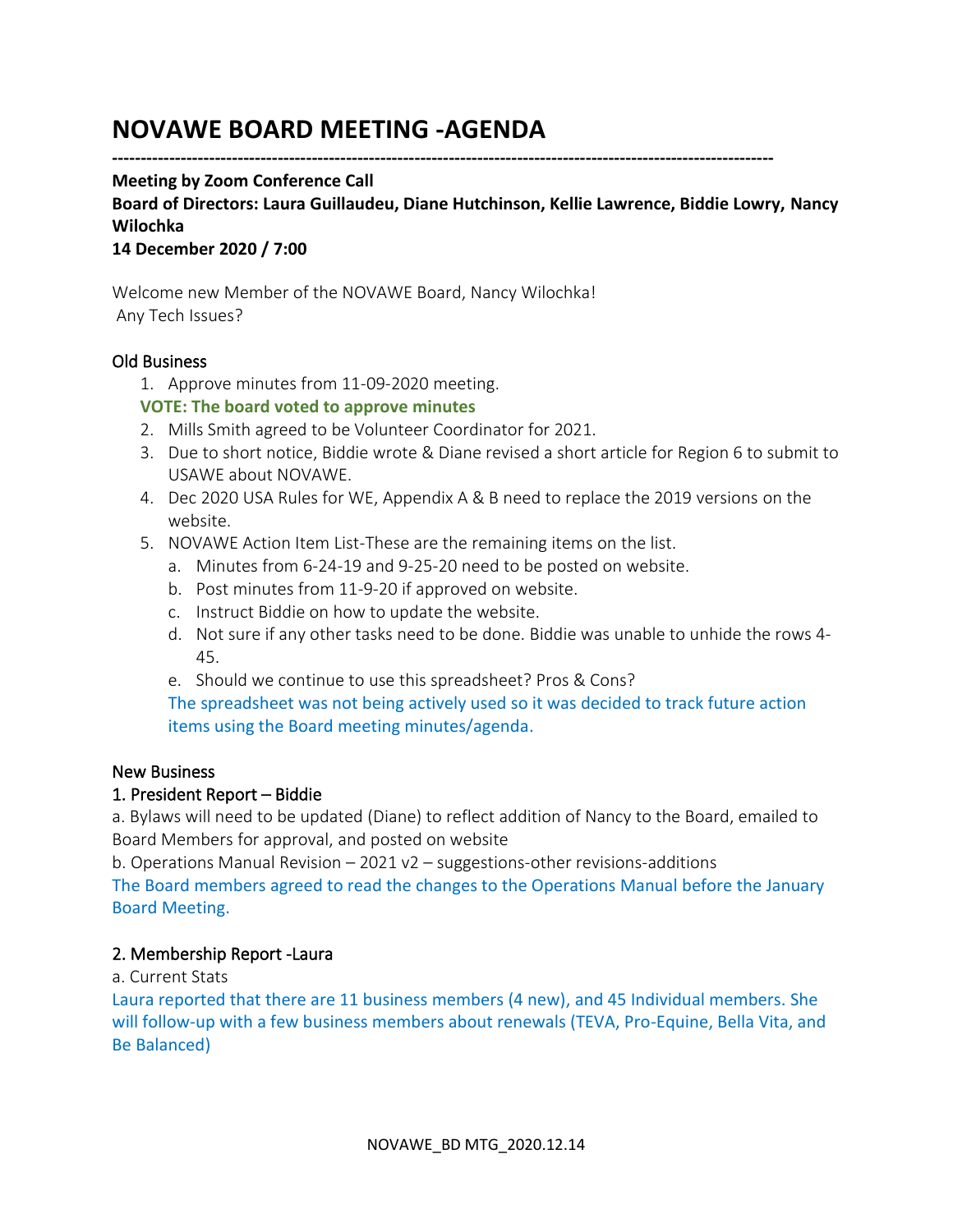# NOVAWE BOARD MEETING -AGENDA

---

**Meeting by Zoom Conference Call**
**Board of Directors: Laura Guillaudeu, Diane Hutchinson, Kellie Lawrence, Biddie Lowry, Nancy Wilochka**
**14 December 2020 / 7:00**

Welcome new Member of the NOVAWE Board, Nancy Wilochka!
Any Tech Issues?

## Old Business

1. Approve minutes from 11-09-2020 meeting.
   **VOTE: The board voted to approve minutes**
2. Mills Smith agreed to be Volunteer Coordinator for 2021.
3. Due to short notice, Biddie wrote & Diane revised a short article for Region 6 to submit to USAWE about NOVAWE.
4. Dec 2020 USA Rules for WE, Appendix A & B need to replace the 2019 versions on the website.
5. NOVAWE Action Item List-These are the remaining items on the list.
   a. Minutes from 6-24-19 and 9-25-20 need to be posted on website.
   b. Post minutes from 11-9-20 if approved on website.
   c. Instruct Biddie on how to update the website.
   d. Not sure if any other tasks need to be done. Biddie was unable to unhide the rows 4-45.
   e. Should we continue to use this spreadsheet? Pros & Cons?
   The spreadsheet was not being actively used so it was decided to track future action items using the Board meeting minutes/agenda.

## New Business

### 1. President Report – Biddie

a. Bylaws will need to be updated (Diane) to reflect addition of Nancy to the Board, emailed to Board Members for approval, and posted on website
b. Operations Manual Revision – 2021 v2 – suggestions-other revisions-additions
The Board members agreed to read the changes to the Operations Manual before the January Board Meeting.

### 2. Membership Report -Laura

a. Current Stats
Laura reported that there are 11 business members (4 new), and 45 Individual members. She will follow-up with a few business members about renewals (TEVA, Pro-Equine, Bella Vita, and Be Balanced)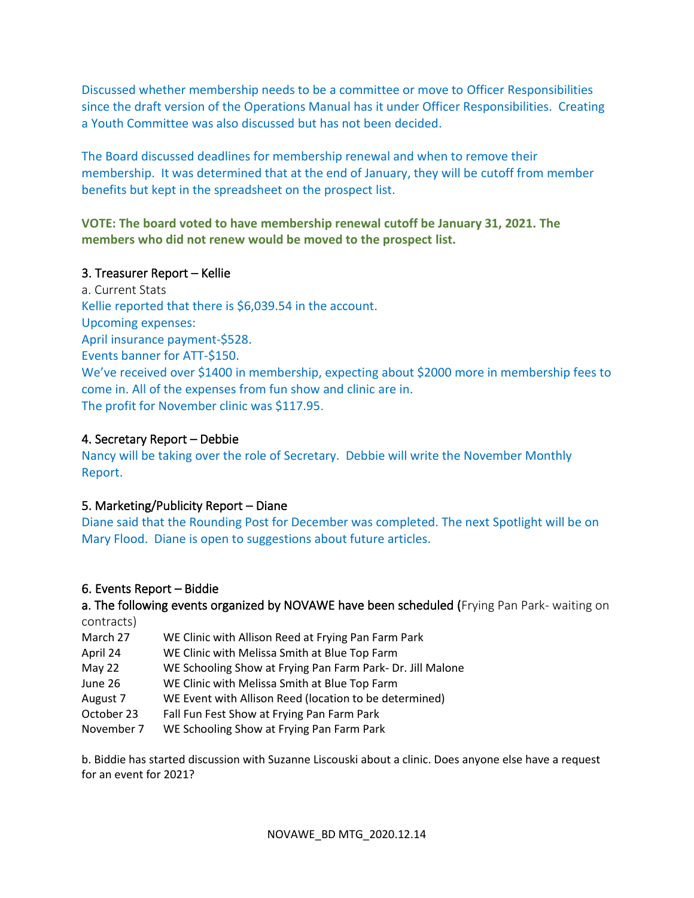Discussed whether membership needs to be a committee or move to Officer Responsibilities since the draft version of the Operations Manual has it under Officer Responsibilities. Creating a Youth Committee was also discussed but has not been decided.

The Board discussed deadlines for membership renewal and when to remove their membership. It was determined that at the end of January, they will be cutoff from member benefits but kept in the spreadsheet on the prospect list.

**VOTE: The board voted to have membership renewal cutoff be January 31, 2021. The members who did not renew would be moved to the prospect list.**

### 3. Treasurer Report – Kellie

a. Current Stats

Kellie reported that there is $6,039.54 in the account.

Upcoming expenses:

April insurance payment-$528.

Events banner for ATT-$150.

We've received over $1400 in membership, expecting about $2000 more in membership fees to come in. All of the expenses from fun show and clinic are in.

The profit for November clinic was $117.95.

### 4. Secretary Report – Debbie

Nancy will be taking over the role of Secretary. Debbie will write the November Monthly Report.

### 5. Marketing/Publicity Report – Diane

Diane said that the Rounding Post for December was completed. The next Spotlight will be on Mary Flood. Diane is open to suggestions about future articles.

### 6. Events Report – Biddie

a. The following events organized by NOVAWE have been scheduled (Frying Pan Park- waiting on contracts)

| | |
|---|---|
| March 27 | WE Clinic with Allison Reed at Frying Pan Farm Park |
| April 24 | WE Clinic with Melissa Smith at Blue Top Farm |
| May 22 | WE Schooling Show at Frying Pan Farm Park- Dr. Jill Malone |
| June 26 | WE Clinic with Melissa Smith at Blue Top Farm |
| August 7 | WE Event with Allison Reed (location to be determined) |
| October 23 | Fall Fun Fest Show at Frying Pan Farm Park |
| November 7 | WE Schooling Show at Frying Pan Farm Park |

b. Biddie has started discussion with Suzanne Liscouski about a clinic. Does anyone else have a request for an event for 2021?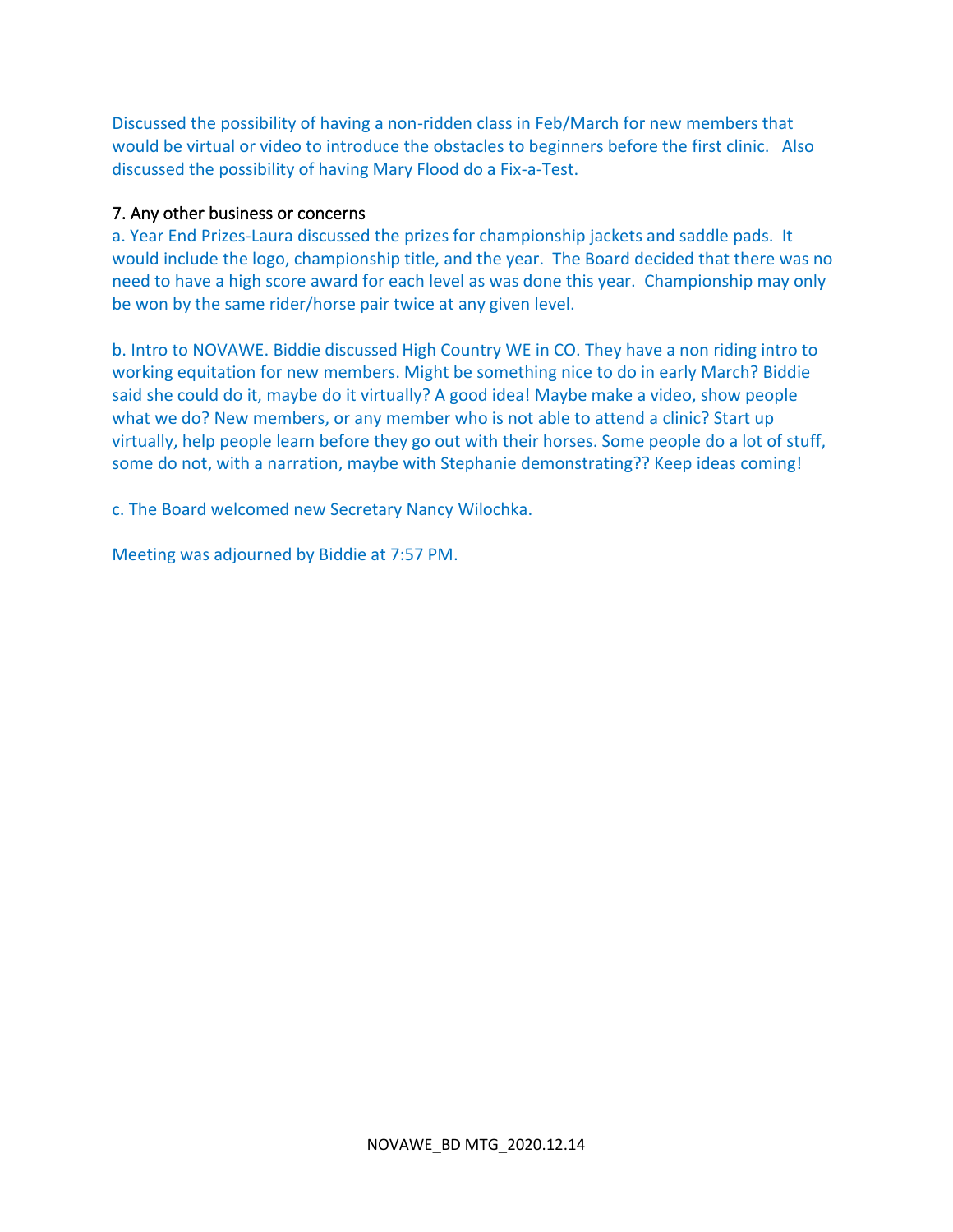Discussed the possibility of having a non-ridden class in Feb/March for new members that would be virtual or video to introduce the obstacles to beginners before the first clinic. Also discussed the possibility of having Mary Flood do a Fix-a-Test.

7. Any other business or concerns

a. Year End Prizes-Laura discussed the prizes for championship jackets and saddle pads. It would include the logo, championship title, and the year. The Board decided that there was no need to have a high score award for each level as was done this year. Championship may only be won by the same rider/horse pair twice at any given level.

b. Intro to NOVAWE. Biddie discussed High Country WE in CO. They have a non riding intro to working equitation for new members. Might be something nice to do in early March? Biddie said she could do it, maybe do it virtually? A good idea! Maybe make a video, show people what we do? New members, or any member who is not able to attend a clinic? Start up virtually, help people learn before they go out with their horses. Some people do a lot of stuff, some do not, with a narration, maybe with Stephanie demonstrating?? Keep ideas coming!

c. The Board welcomed new Secretary Nancy Wilochka.

Meeting was adjourned by Biddie at 7:57 PM.